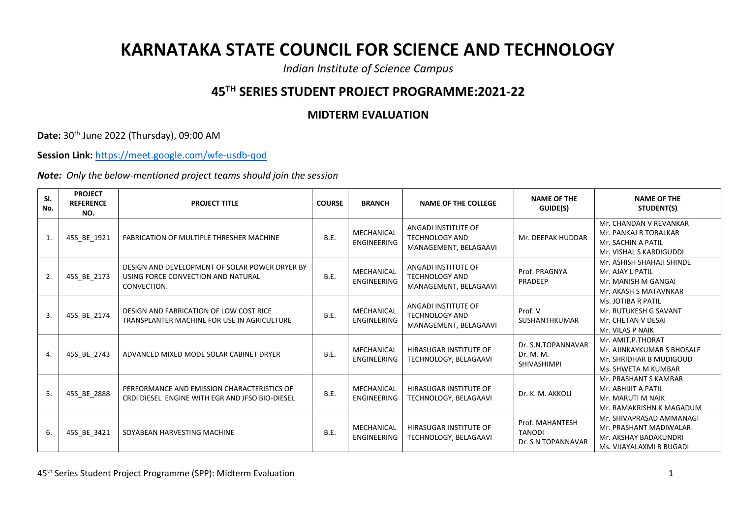# KARNATAKA STATE COUNCIL FOR SCIENCE AND TECHNOLOGY

*Indian Institute of Science Campus*

## 45TH SERIES STUDENT PROJECT PROGRAMME:2021-22

### MIDTERM EVALUATION

**Date:** 30th June 2022 (Thursday), 09:00 AM

**Session Link:** https://meet.google.com/wfe-usdb-qod

***Note:*** *Only the below-mentioned project teams should join the session*

| Sl. No. | PROJECT REFERENCE NO. | PROJECT TITLE | COURSE | BRANCH | NAME OF THE COLLEGE | NAME OF THE GUIDE(S) | NAME OF THE STUDENT(S) |
|---|---|---|---|---|---|---|---|
| 1. | 45S_BE_1921 | FABRICATION OF MULTIPLE THRESHER MACHINE | B.E. | MECHANICAL ENGINEERING | ANGADI INSTITUTE OF TECHNOLOGY AND MANAGEMENT, BELAGAAVI | Mr. DEEPAK HUDDAR | Mr. CHANDAN V REVANKAR<br>Mr. PANKAJ R TORALKAR<br>Mr. SACHIN A PATIL<br>Mr. VISHAL S KARDIGUDDI |
| 2. | 45S_BE_2173 | DESIGN AND DEVELOPMENT OF SOLAR POWER DRYER BY USING FORCE CONVECTION AND NATURAL CONVECTION. | B.E. | MECHANICAL ENGINEERING | ANGADI INSTITUTE OF TECHNOLOGY AND MANAGEMENT, BELAGAAVI | Prof. PRAGNYA PRADEEP | Mr. ASHISH SHAHAJI SHINDE<br>Mr. AJAY L PATIL<br>Mr. MANISH M GANGAI<br>Mr. AKASH S MATAVNKAR |
| 3. | 45S_BE_2174 | DESIGN AND FABRICATION OF LOW COST RICE TRANSPLANTER MACHINE FOR USE IN AGRICULTURE | B.E. | MECHANICAL ENGINEERING | ANGADI INSTITUTE OF TECHNOLOGY AND MANAGEMENT, BELAGAAVI | Prof. V SUSHANTHKUMAR | Ms. JOTIBA R PATIL<br>Mr. RUTUKESH G SAVANT<br>Mr. CHETAN V DESAI<br>Mr. VILAS P NAIK |
| 4. | 45S_BE_2743 | ADVANCED MIXED MODE SOLAR CABINET DRYER | B.E. | MECHANICAL ENGINEERING | HIRASUGAR INSTITUTE OF TECHNOLOGY, BELAGAAVI | Dr. S.N.TOPANNAVAR<br>Dr. M. M. SHIVASHIMPI | Mr. AMIT.P.THORAT<br>Mr. AJINKAYKUMAR S BHOSALE<br>Mr. SHRIDHAR B MUDIGOUD<br>Ms. SHWETA M KUMBAR |
| 5. | 45S_BE_2888 | PERFORMANCE AND EMISSION CHARACTERISTICS OF CRDI DIESEL ENGINE WITH EGR AND JFSO BIO-DIESEL | B.E. | MECHANICAL ENGINEERING | HIRASUGAR INSTITUTE OF TECHNOLOGY, BELAGAAVI | Dr. K. M. AKKOLI | Mr. PRASHANT S KAMBAR<br>Mr. ABHIJIT A PATIL<br>Mr. MARUTI M NAIK<br>Mr. RAMAKRISHN K MAGADUM |
| 6. | 45S_BE_3421 | SOYABEAN HARVESTING MACHINE | B.E. | MECHANICAL ENGINEERING | HIRASUGAR INSTITUTE OF TECHNOLOGY, BELAGAAVI | Prof. MAHANTESH TANODI<br>Dr. S N TOPANNAVAR | Mr. SHIVAPRASAD AMMANAGI<br>Mr. PRASHANT MADIWALAR<br>Mr. AKSHAY BADAKUNDRI<br>Ms. VIJAYALAXMI B BUGADI |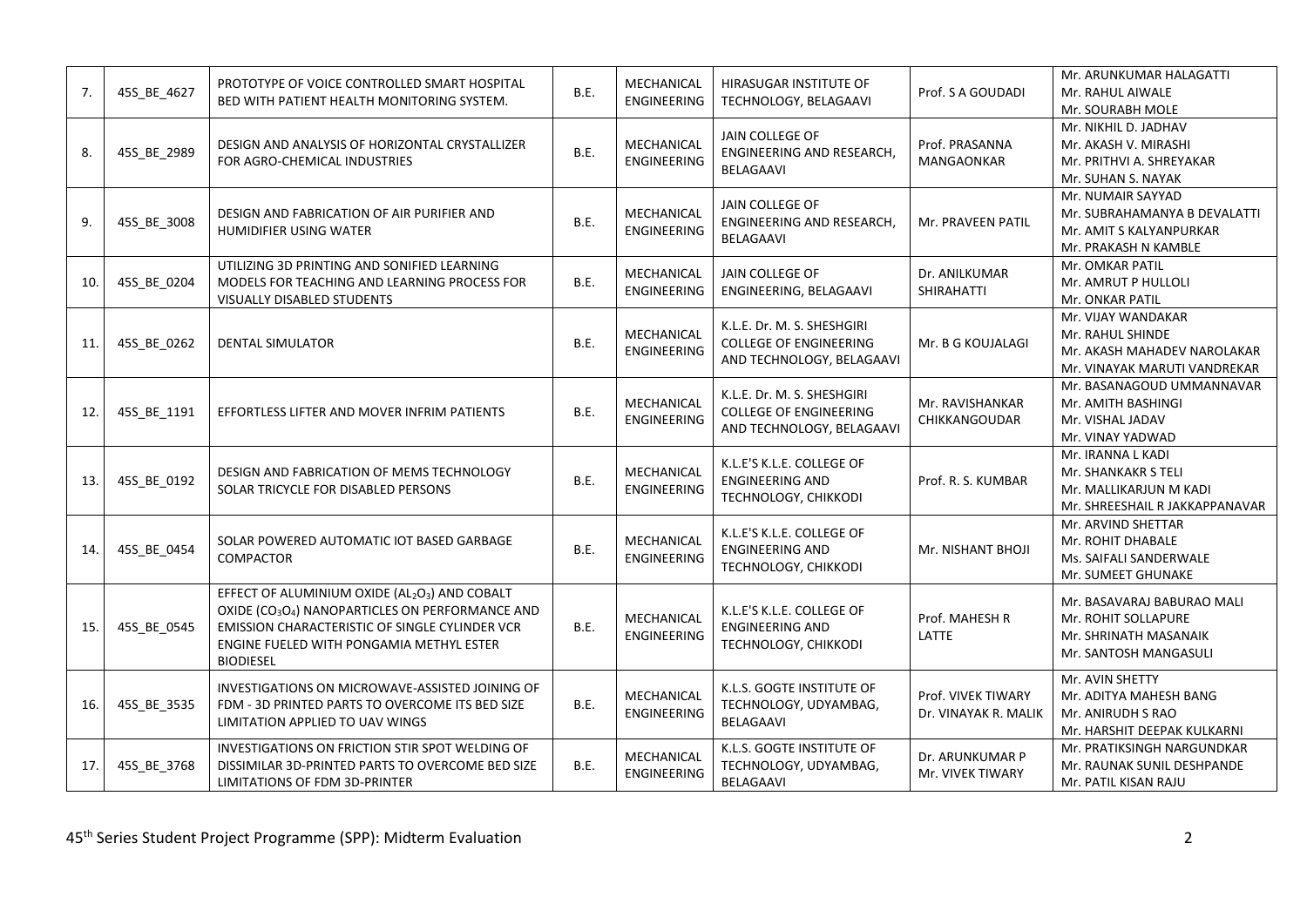| 7. | 45S_BE_4627 | PROTOTYPE OF VOICE CONTROLLED SMART HOSPITAL BED WITH PATIENT HEALTH MONITORING SYSTEM. | B.E. | MECHANICAL ENGINEERING | HIRASUGAR INSTITUTE OF TECHNOLOGY, BELAGAAVI | Prof. S A GOUDADI | Mr. ARUNKUMAR HALAGATTI<br>Mr. RAHUL AIWALE<br>Mr. SOURABH MOLE |
|---|---|---|---|---|---|---|---|
| 8. | 45S_BE_2989 | DESIGN AND ANALYSIS OF HORIZONTAL CRYSTALLIZER FOR AGRO-CHEMICAL INDUSTRIES | B.E. | MECHANICAL ENGINEERING | JAIN COLLEGE OF ENGINEERING AND RESEARCH, BELAGAAVI | Prof. PRASANNA MANGAONKAR | Mr. NIKHIL D. JADHAV<br>Mr. AKASH V. MIRASHI<br>Mr. PRITHVI A. SHREYAKAR<br>Mr. SUHAN S. NAYAK |
| 9. | 45S_BE_3008 | DESIGN AND FABRICATION OF AIR PURIFIER AND HUMIDIFIER USING WATER | B.E. | MECHANICAL ENGINEERING | JAIN COLLEGE OF ENGINEERING AND RESEARCH, BELAGAAVI | Mr. PRAVEEN PATIL | Mr. NUMAIR SAYYAD<br>Mr. SUBRAHAMANYA B DEVALATTI<br>Mr. AMIT S KALYANPURKAR<br>Mr. PRAKASH N KAMBLE |
| 10. | 45S_BE_0204 | UTILIZING 3D PRINTING AND SONIFIED LEARNING MODELS FOR TEACHING AND LEARNING PROCESS FOR VISUALLY DISABLED STUDENTS | B.E. | MECHANICAL ENGINEERING | JAIN COLLEGE OF ENGINEERING, BELAGAAVI | Dr. ANILKUMAR SHIRAHATTI | Mr. OMKAR PATIL<br>Mr. AMRUT P HULLOLI<br>Mr. ONKAR PATIL |
| 11. | 45S_BE_0262 | DENTAL SIMULATOR | B.E. | MECHANICAL ENGINEERING | K.L.E. Dr. M. S. SHESHGIRI COLLEGE OF ENGINEERING AND TECHNOLOGY, BELAGAAVI | Mr. B G KOUJALAGI | Mr. VIJAY WANDAKAR<br>Mr. RAHUL SHINDE<br>Mr. AKASH MAHADEV NAROLAKAR<br>Mr. VINAYAK MARUTI VANDREKAR |
| 12. | 45S_BE_1191 | EFFORTLESS LIFTER AND MOVER INFRIM PATIENTS | B.E. | MECHANICAL ENGINEERING | K.L.E. Dr. M. S. SHESHGIRI COLLEGE OF ENGINEERING AND TECHNOLOGY, BELAGAAVI | Mr. RAVISHANKAR CHIKKANGOUDAR | Mr. BASANAGOUD UMMANNAVAR<br>Mr. AMITH BASHINGI<br>Mr. VISHAL JADAV<br>Mr. VINAY YADWAD |
| 13. | 45S_BE_0192 | DESIGN AND FABRICATION OF MEMS TECHNOLOGY SOLAR TRICYCLE FOR DISABLED PERSONS | B.E. | MECHANICAL ENGINEERING | K.L.E'S K.L.E. COLLEGE OF ENGINEERING AND TECHNOLOGY, CHIKKODI | Prof. R. S. KUMBAR | Mr. IRANNA L KADI<br>Mr. SHANKAKR S TELI<br>Mr. MALLIKARJUN M KADI<br>Mr. SHREESHAIL R JAKKAPPANAVAR |
| 14. | 45S_BE_0454 | SOLAR POWERED AUTOMATIC IOT BASED GARBAGE COMPACTOR | B.E. | MECHANICAL ENGINEERING | K.L.E'S K.L.E. COLLEGE OF ENGINEERING AND TECHNOLOGY, CHIKKODI | Mr. NISHANT BHOJI | Mr. ARVIND SHETTAR<br>Mr. ROHIT DHABALE<br>Ms. SAIFALI SANDERWALE<br>Mr. SUMEET GHUNAKE |
| 15. | 45S_BE_0545 | EFFECT OF ALUMINIUM OXIDE ($AL_2O_3$) AND COBALT OXIDE ($CO_3O_4$) NANOPARTICLES ON PERFORMANCE AND EMISSION CHARACTERISTIC OF SINGLE CYLINDER VCR ENGINE FUELED WITH PONGAMIA METHYL ESTER BIODIESEL | B.E. | MECHANICAL ENGINEERING | K.L.E'S K.L.E. COLLEGE OF ENGINEERING AND TECHNOLOGY, CHIKKODI | Prof. MAHESH R LATTE | Mr. BASAVARAJ BABURAO MALI<br>Mr. ROHIT SOLLAPURE<br>Mr. SHRINATH MASANAIK<br>Mr. SANTOSH MANGASULI |
| 16. | 45S_BE_3535 | INVESTIGATIONS ON MICROWAVE-ASSISTED JOINING OF FDM - 3D PRINTED PARTS TO OVERCOME ITS BED SIZE LIMITATION APPLIED TO UAV WINGS | B.E. | MECHANICAL ENGINEERING | K.L.S. GOGTE INSTITUTE OF TECHNOLOGY, UDYAMBAG, BELAGAAVI | Prof. VIVEK TIWARY<br>Dr. VINAYAK R. MALIK | Mr. AVIN SHETTY<br>Mr. ADITYA MAHESH BANG<br>Mr. ANIRUDH S RAO<br>Mr. HARSHIT DEEPAK KULKARNI |
| 17. | 45S_BE_3768 | INVESTIGATIONS ON FRICTION STIR SPOT WELDING OF DISSIMILAR 3D-PRINTED PARTS TO OVERCOME BED SIZE LIMITATIONS OF FDM 3D-PRINTER | B.E. | MECHANICAL ENGINEERING | K.L.S. GOGTE INSTITUTE OF TECHNOLOGY, UDYAMBAG, BELAGAAVI | Dr. ARUNKUMAR P<br>Mr. VIVEK TIWARY | Mr. PRATIKSINGH NARGUNDKAR<br>Mr. RAUNAK SUNIL DESHPANDE<br>Mr. PATIL KISAN RAJU |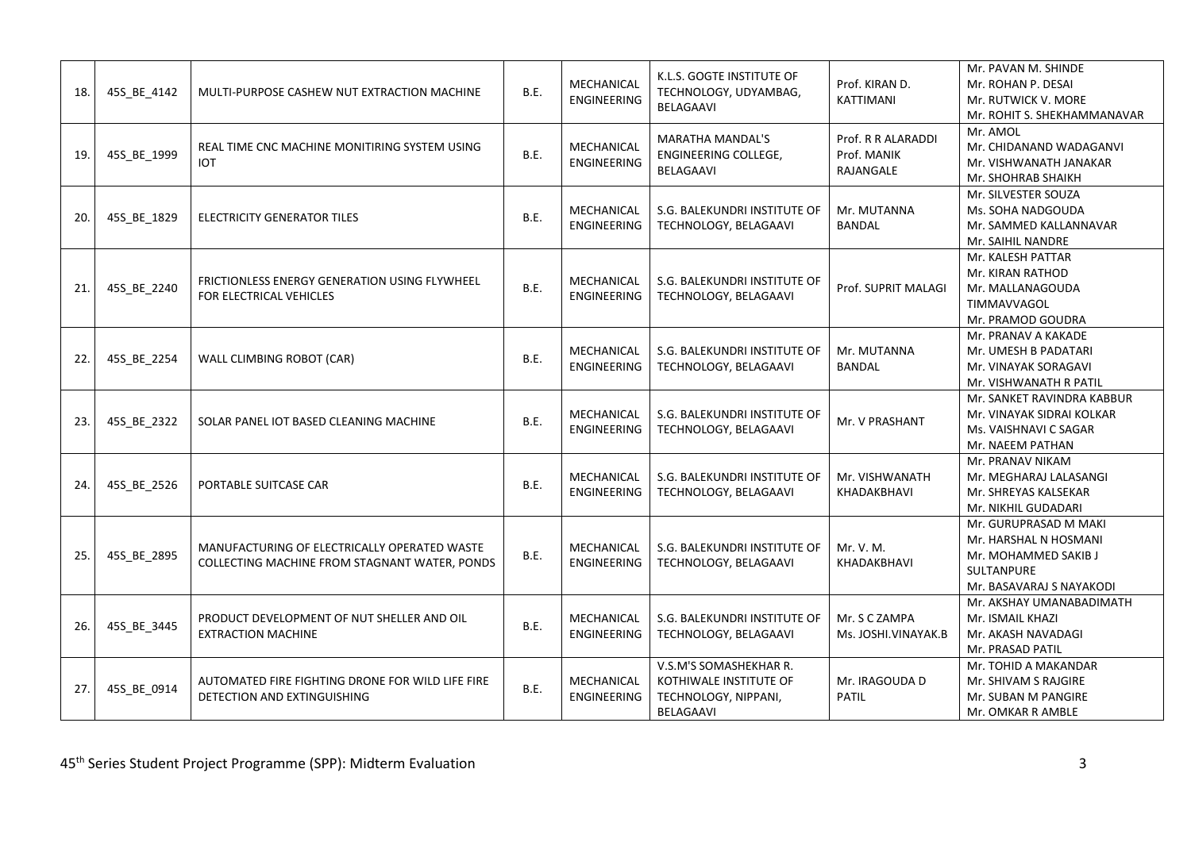| | | | | | | | |
|---|---|---|---|---|---|---|---|
| 18. | 45S_BE_4142 | MULTI-PURPOSE CASHEW NUT EXTRACTION MACHINE | B.E. | MECHANICAL ENGINEERING | K.L.S. GOGTE INSTITUTE OF TECHNOLOGY, UDYAMBAG, BELAGAAVI | Prof. KIRAN D. KATTIMANI | Mr. PAVAN M. SHINDE<br>Mr. ROHAN P. DESAI<br>Mr. RUTWICK V. MORE<br>Mr. ROHIT S. SHEKHAMMANAVAR |
| 19. | 45S_BE_1999 | REAL TIME CNC MACHINE MONITIRING SYSTEM USING IOT | B.E. | MECHANICAL ENGINEERING | MARATHA MANDAL'S ENGINEERING COLLEGE, BELAGAAVI | Prof. R R ALARADDI<br>Prof. MANIK RAJANGALE | Mr. AMOL<br>Mr. CHIDANAND WADAGANVI<br>Mr. VISHWANATH JANAKAR<br>Mr. SHOHRAB SHAIKH |
| 20. | 45S_BE_1829 | ELECTRICITY GENERATOR TILES | B.E. | MECHANICAL ENGINEERING | S.G. BALEKUNDRI INSTITUTE OF TECHNOLOGY, BELAGAAVI | Mr. MUTANNA BANDAL | Mr. SILVESTER SOUZA<br>Ms. SOHA NADGOUDA<br>Mr. SAMMED KALLANNAVAR<br>Mr. SAIHIL NANDRE |
| 21. | 45S_BE_2240 | FRICTIONLESS ENERGY GENERATION USING FLYWHEEL FOR ELECTRICAL VEHICLES | B.E. | MECHANICAL ENGINEERING | S.G. BALEKUNDRI INSTITUTE OF TECHNOLOGY, BELAGAAVI | Prof. SUPRIT MALAGI | Mr. KALESH PATTAR<br>Mr. KIRAN RATHOD<br>Mr. MALLANAGOUDA TIMMAVVAGOL<br>Mr. PRAMOD GOUDRA |
| 22. | 45S_BE_2254 | WALL CLIMBING ROBOT (CAR) | B.E. | MECHANICAL ENGINEERING | S.G. BALEKUNDRI INSTITUTE OF TECHNOLOGY, BELAGAAVI | Mr. MUTANNA BANDAL | Mr. PRANAV A KAKADE<br>Mr. UMESH B PADATARI<br>Mr. VINAYAK SORAGAVI<br>Mr. VISHWANATH R PATIL |
| 23. | 45S_BE_2322 | SOLAR PANEL IOT BASED CLEANING MACHINE | B.E. | MECHANICAL ENGINEERING | S.G. BALEKUNDRI INSTITUTE OF TECHNOLOGY, BELAGAAVI | Mr. V PRASHANT | Mr. SANKET RAVINDRA KABBUR<br>Mr. VINAYAK SIDRAI KOLKAR<br>Ms. VAISHNAVI C SAGAR<br>Mr. NAEEM PATHAN |
| 24. | 45S_BE_2526 | PORTABLE SUITCASE CAR | B.E. | MECHANICAL ENGINEERING | S.G. BALEKUNDRI INSTITUTE OF TECHNOLOGY, BELAGAAVI | Mr. VISHWANATH KHADAKBHAVI | Mr. PRANAV NIKAM<br>Mr. MEGHARAJ LALASANGI<br>Mr. SHREYAS KALSEKAR<br>Mr. NIKHIL GUDADARI |
| 25. | 45S_BE_2895 | MANUFACTURING OF ELECTRICALLY OPERATED WASTE COLLECTING MACHINE FROM STAGNANT WATER, PONDS | B.E. | MECHANICAL ENGINEERING | S.G. BALEKUNDRI INSTITUTE OF TECHNOLOGY, BELAGAAVI | Mr. V. M. KHADAKBHAVI | Mr. GURUPRASAD M MAKI<br>Mr. HARSHAL N HOSMANI<br>Mr. MOHAMMED SAKIB J SULTANPURE<br>Mr. BASAVARAJ S NAYAKODI |
| 26. | 45S_BE_3445 | PRODUCT DEVELOPMENT OF NUT SHELLER AND OIL EXTRACTION MACHINE | B.E. | MECHANICAL ENGINEERING | S.G. BALEKUNDRI INSTITUTE OF TECHNOLOGY, BELAGAAVI | Mr. S C ZAMPA<br>Ms. JOSHI.VINAYAK.B | Mr. AKSHAY UMANABADIMATH<br>Mr. ISMAIL KHAZI<br>Mr. AKASH NAVADAGI<br>Mr. PRASAD PATIL |
| 27. | 45S_BE_0914 | AUTOMATED FIRE FIGHTING DRONE FOR WILD LIFE FIRE DETECTION AND EXTINGUISHING | B.E. | MECHANICAL ENGINEERING | V.S.M'S SOMASHEKHAR R. KOTHIWALE INSTITUTE OF TECHNOLOGY, NIPPANI, BELAGAAVI | Mr. IRAGOUDA D PATIL | Mr. TOHID A MAKANDAR<br>Mr. SHIVAM S RAJGIRE<br>Mr. SUBAN M PANGIRE<br>Mr. OMKAR R AMBLE |